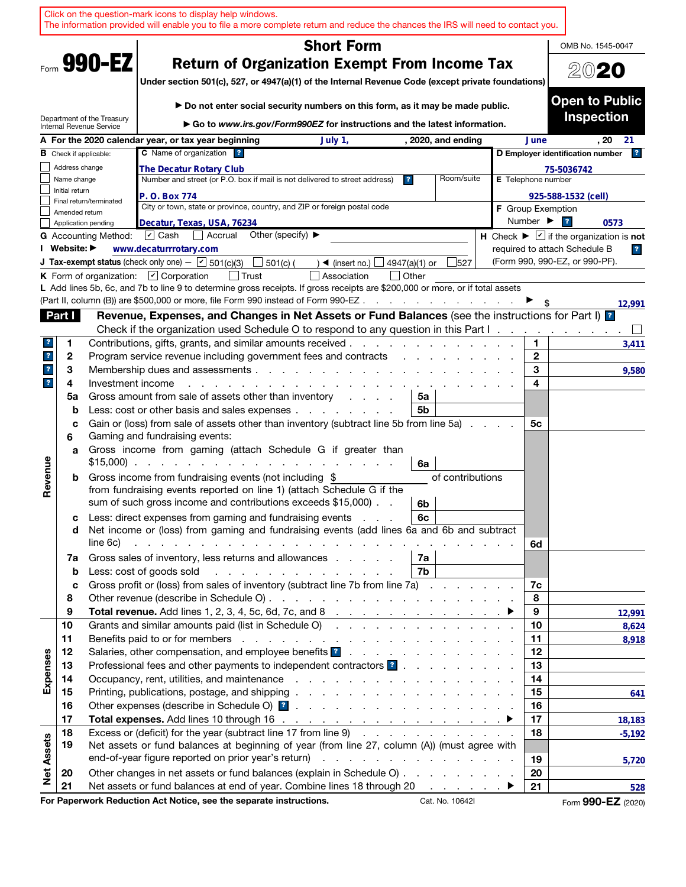Click on the question-mark icons to display help windows.
The information provided will enable you to file a more complete return and reduce the chances the IRS will need to contact you.

Form **990-EZ**

Department of the Treasury
Internal Revenue Service

# Short Form
# Return of Organization Exempt From Income Tax

**Under section 501(c), 527, or 4947(a)(1) of the Internal Revenue Code (except private foundations)**

▶ **Do not enter social security numbers on this form, as it may be made public.**

▶ **Go to *www.irs.gov/Form990EZ* for instructions and the latest information.**

OMB No. 1545-0047

**2020**

**Open to Public Inspection**

**A** For the 2020 calendar year, or tax year beginning July 1, , 2020, and ending June , 20 21

**B** Check if applicable:
- ☐ Address change
- ☐ Name change
- ☐ Initial return
- ☐ Final return/terminated
- ☐ Amended return
- ☐ Application pending

**C** Name of organization: The Decatur Rotary Club

Number and street (or P.O. box if mail is not delivered to street address): P. O. Box 774 — Room/suite:

City or town, state or province, country, and ZIP or foreign postal code: Decatur, Texas, USA, 76234

**D Employer identification number:** 75-5036742

**E** Telephone number: 925-588-1532 (cell)

**F** Group Exemption Number ▶ 0573

**G** Accounting Method: ☑ Cash ☐ Accrual Other (specify) ▶

**I** Website: ▶ www.decaturrrotary.com

**J Tax-exempt status** (check only one) — ☑ 501(c)(3) ☐ 501(c) ( ) ◀ (insert no.) ☐ 4947(a)(1) or ☐ 527

**H** Check ▶ ☑ if the organization is **not** required to attach Schedule B (Form 990, 990-EZ, or 990-PF).

**K** Form of organization: ☑ Corporation ☐ Trust ☐ Association ☐ Other

**L** Add lines 5b, 6c, and 7b to line 9 to determine gross receipts. If gross receipts are $200,000 or more, or if total assets (Part II, column (B)) are $500,000 or more, file Form 990 instead of Form 990-EZ . . . ▶ $ 12,991

**Part I** **Revenue, Expenses, and Changes in Net Assets or Fund Balances** (see the instructions for Part I)

Check if the organization used Schedule O to respond to any question in this Part I . . . ☐

| Section | Line | Description | Sub-line | Sub-amount | Line | Amount |
|---|---|---|---|---|---|---|
| Revenue | 1 | Contributions, gifts, grants, and similar amounts received | | | 1 | 3,411 |
| | 2 | Program service revenue including government fees and contracts | | | 2 | |
| | 3 | Membership dues and assessments | | | 3 | 9,580 |
| | 4 | Investment income | | | 4 | |
| | 5a | Gross amount from sale of assets other than inventory | 5a | | | |
| | b | Less: cost or other basis and sales expenses | 5b | | | |
| | c | Gain or (loss) from sale of assets other than inventory (subtract line 5b from line 5a) | | | 5c | |
| | 6 | Gaming and fundraising events: | | | | |
| | a | Gross income from gaming (attach Schedule G if greater than $15,000) | 6a | | | |
| | b | Gross income from fundraising events (not including $ of contributions from fundraising events reported on line 1) (attach Schedule G if the sum of such gross income and contributions exceeds $15,000) | 6b | | | |
| | c | Less: direct expenses from gaming and fundraising events | 6c | | | |
| | d | Net income or (loss) from gaming and fundraising events (add lines 6a and 6b and subtract line 6c) | | | 6d | |
| | 7a | Gross sales of inventory, less returns and allowances | 7a | | | |
| | b | Less: cost of goods sold | 7b | | | |
| | c | Gross profit or (loss) from sales of inventory (subtract line 7b from line 7a) | | | 7c | |
| | 8 | Other revenue (describe in Schedule O) | | | 8 | |
| | 9 | **Total revenue.** Add lines 1, 2, 3, 4, 5c, 6d, 7c, and 8 ▶ | | | 9 | 12,991 |
| Expenses | 10 | Grants and similar amounts paid (list in Schedule O) | | | 10 | 8,624 |
| | 11 | Benefits paid to or for members | | | 11 | 8,918 |
| | 12 | Salaries, other compensation, and employee benefits | | | 12 | |
| | 13 | Professional fees and other payments to independent contractors | | | 13 | |
| | 14 | Occupancy, rent, utilities, and maintenance | | | 14 | |
| | 15 | Printing, publications, postage, and shipping | | | 15 | 641 |
| | 16 | Other expenses (describe in Schedule O) | | | 16 | |
| | 17 | **Total expenses.** Add lines 10 through 16 ▶ | | | 17 | 18,183 |
| Net Assets | 18 | Excess or (deficit) for the year (subtract line 17 from line 9) | | | 18 | -5,192 |
| | 19 | Net assets or fund balances at beginning of year (from line 27, column (A)) (must agree with end-of-year figure reported on prior year's return) | | | 19 | 5,720 |
| | 20 | Other changes in net assets or fund balances (explain in Schedule O) | | | 20 | |
| | 21 | Net assets or fund balances at end of year. Combine lines 18 through 20 ▶ | | | 21 | 528 |

**For Paperwork Reduction Act Notice, see the separate instructions.** Cat. No. 10642I Form **990-EZ** (2020)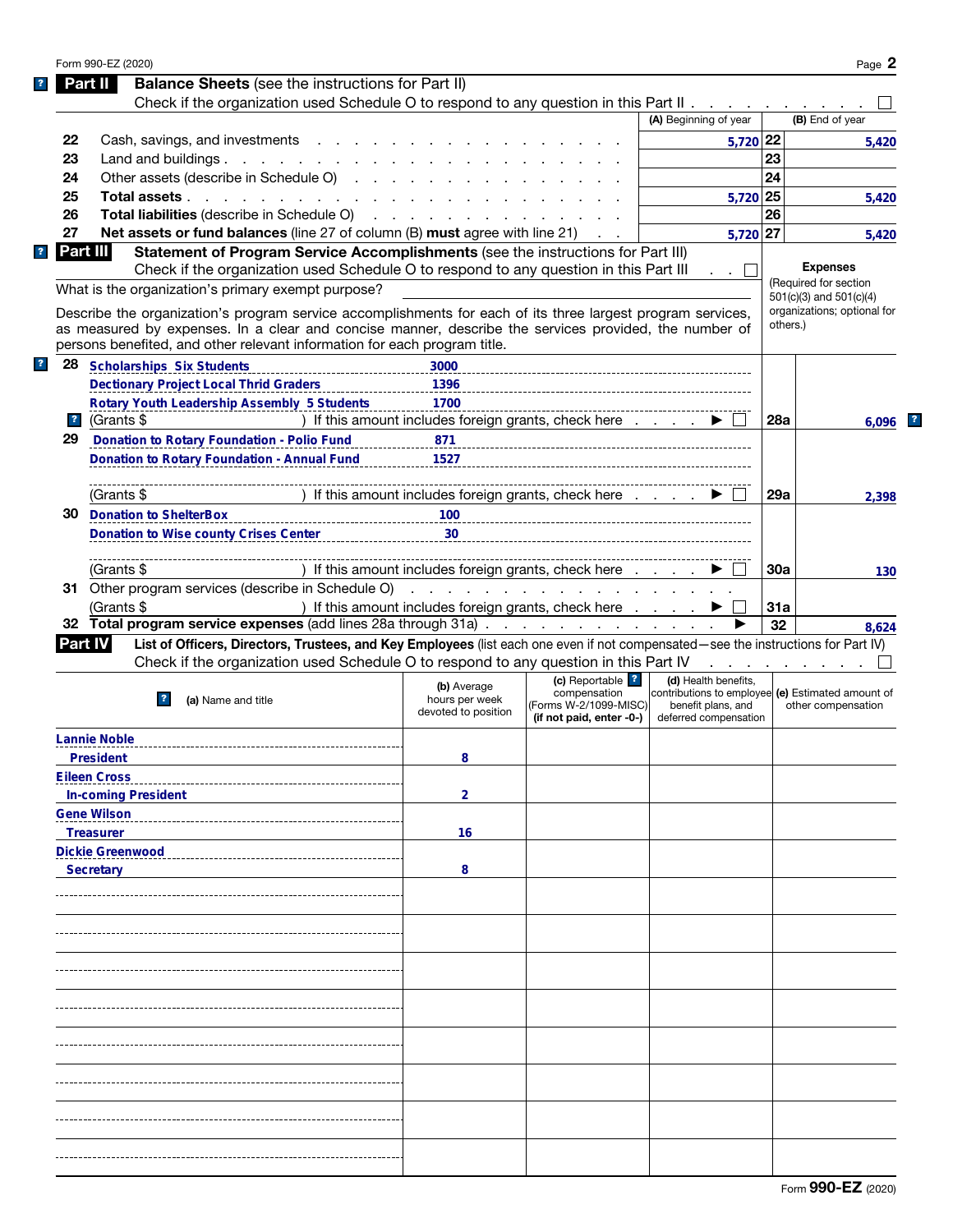Form 990-EZ (2020)

## Part II Balance Sheets (see the instructions for Part II)

Check if the organization used Schedule O to respond to any question in this Part II . . . . . . . . . . ☐

| | | (A) Beginning of year | | (B) End of year |
|---|---|---|---|---|
| 22 | Cash, savings, and investments | 5,720 | 22 | 5,420 |
| 23 | Land and buildings | | 23 | |
| 24 | Other assets (describe in Schedule O) | | 24 | |
| 25 | **Total assets** | 5,720 | 25 | 5,420 |
| 26 | **Total liabilities** (describe in Schedule O) | | 26 | |
| 27 | **Net assets or fund balances** (line 27 of column (B) **must** agree with line 21) | 5,720 | 27 | 5,420 |

## Part III Statement of Program Service Accomplishments (see the instructions for Part III)

Check if the organization used Schedule O to respond to any question in this Part III . . ☐

**Expenses** (Required for section 501(c)(3) and 501(c)(4) organizations; optional for others.)

What is the organization's primary exempt purpose?

Describe the organization's program service accomplishments for each of its three largest program services, as measured by expenses. In a clear and concise manner, describe the services provided, the number of persons benefited, and other relevant information for each program title.

| | | | | |
|---|---|---|---|---|
| 28 | Scholarships Six Students | 3000 | | |
| | Dectionary Project Local Thrid Graders | 1396 | | |
| | Rotary Youth Leadership Assembly 5 Students | 1700 | | |
| | (Grants $ ) If this amount includes foreign grants, check here ▶ ☐ | | 28a | 6,096 |
| 29 | Donation to Rotary Foundation - Polio Fund | 871 | | |
| | Donation to Rotary Foundation - Annual Fund | 1527 | | |
| | (Grants $ ) If this amount includes foreign grants, check here ▶ ☐ | | 29a | 2,398 |
| 30 | Donation to ShelterBox | 100 | | |
| | Donation to Wise county Crises Center | 30 | | |
| | (Grants $ ) If this amount includes foreign grants, check here ▶ ☐ | | 30a | 130 |
| 31 | Other program services (describe in Schedule O) | | | |
| | (Grants $ ) If this amount includes foreign grants, check here ▶ ☐ | | 31a | |
| 32 | **Total program service expenses** (add lines 28a through 31a) ▶ | | 32 | 8,624 |

## Part IV List of Officers, Directors, Trustees, and Key Employees (list each one even if not compensated—see the instructions for Part IV)

Check if the organization used Schedule O to respond to any question in this Part IV . . . . . . . . ☐

| (a) Name and title | (b) Average hours per week devoted to position | (c) Reportable compensation (Forms W-2/1099-MISC) (if not paid, enter -0-) | (d) Health benefits, contributions to employee benefit plans, and deferred compensation | (e) Estimated amount of other compensation |
|---|---|---|---|---|
| Lannie Noble<br>President | 8 | | | |
| Eileen Cross<br>In-coming President | 2 | | | |
| Gene Wilson<br>Treasurer | 16 | | | |
| Dickie Greenwood<br>Secretary | 8 | | | |
| | | | | |
| | | | | |
| | | | | |
| | | | | |
| | | | | |
| | | | | |
| | | | | |
| | | | | |

Form **990-EZ** (2020)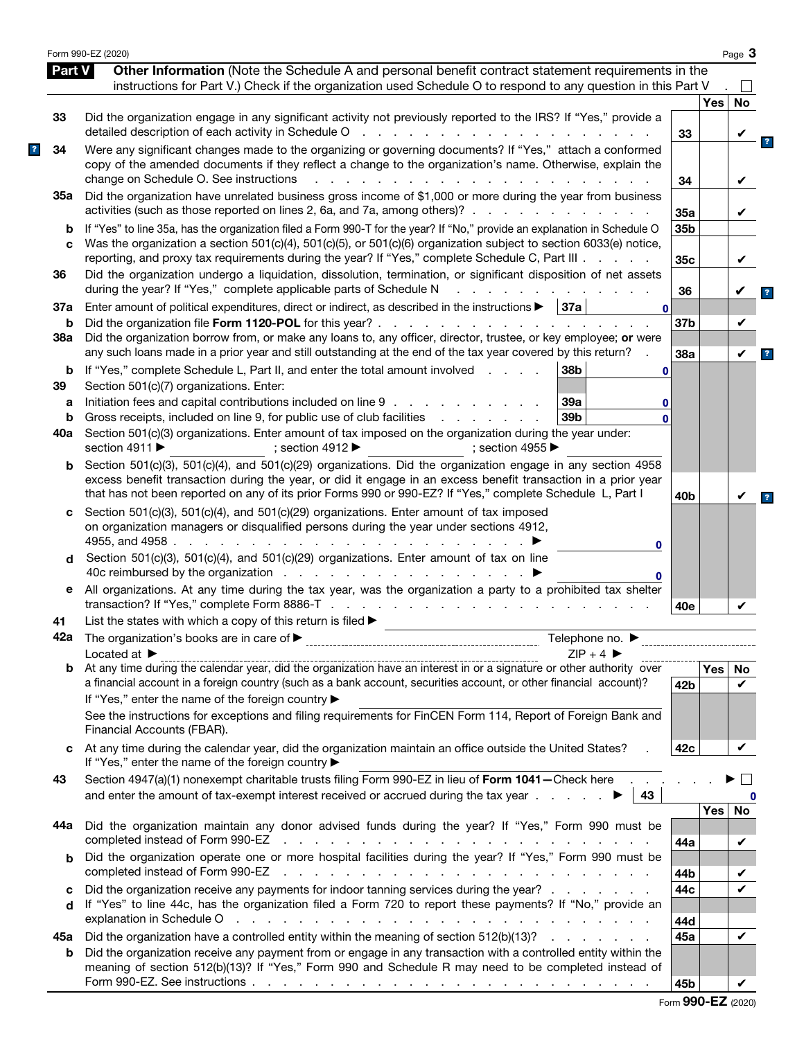Form 990-EZ (2020)

## Part V Other Information

(Note the Schedule A and personal benefit contract statement requirements in the instructions for Part V.) Check if the organization used Schedule O to respond to any question in this Part V . ☐

| | | Line | Yes | No |
|---|---|---|---|---|
| 33 | Did the organization engage in any significant activity not previously reported to the IRS? If "Yes," provide a detailed description of each activity in Schedule O | 33 | | ✔ |
| 34 | Were any significant changes made to the organizing or governing documents? If "Yes," attach a conformed copy of the amended documents if they reflect a change to the organization's name. Otherwise, explain the change on Schedule O. See instructions | 34 | | ✔ |
| 35a | Did the organization have unrelated business gross income of $1,000 or more during the year from business activities (such as those reported on lines 2, 6a, and 7a, among others)? | 35a | | ✔ |
| b | If "Yes" to line 35a, has the organization filed a Form 990-T for the year? If "No," provide an explanation in Schedule O | 35b | | |
| c | Was the organization a section 501(c)(4), 501(c)(5), or 501(c)(6) organization subject to section 6033(e) notice, reporting, and proxy tax requirements during the year? If "Yes," complete Schedule C, Part III | 35c | | ✔ |
| 36 | Did the organization undergo a liquidation, dissolution, termination, or significant disposition of net assets during the year? If "Yes," complete applicable parts of Schedule N | 36 | | ✔ |
| 37a | Enter amount of political expenditures, direct or indirect, as described in the instructions ▶ 37a: 0 | | | |
| b | Did the organization file **Form 1120-POL** for this year? | 37b | | ✔ |
| 38a | Did the organization borrow from, or make any loans to, any officer, director, trustee, or key employee; **or** were any such loans made in a prior year and still outstanding at the end of the tax year covered by this return? | 38a | | ✔ |
| b | If "Yes," complete Schedule L, Part II, and enter the total amount involved 38b: 0 | | | |
| 39 | Section 501(c)(7) organizations. Enter: | | | |
| a | Initiation fees and capital contributions included on line 9 39a: 0 | | | |
| b | Gross receipts, included on line 9, for public use of club facilities 39b: 0 | | | |
| 40a | Section 501(c)(3) organizations. Enter amount of tax imposed on the organization during the year under: section 4911 ▶ ; section 4912 ▶ ; section 4955 ▶ | | | |
| b | Section 501(c)(3), 501(c)(4), and 501(c)(29) organizations. Did the organization engage in any section 4958 excess benefit transaction during the year, or did it engage in an excess benefit transaction in a prior year that has not been reported on any of its prior Forms 990 or 990-EZ? If "Yes," complete Schedule L, Part I | 40b | | ✔ |
| c | Section 501(c)(3), 501(c)(4), and 501(c)(29) organizations. Enter amount of tax imposed on organization managers or disqualified persons during the year under sections 4912, 4955, and 4958 ▶ 0 | | | |
| d | Section 501(c)(3), 501(c)(4), and 501(c)(29) organizations. Enter amount of tax on line 40c reimbursed by the organization ▶ 0 | | | |
| e | All organizations. At any time during the tax year, was the organization a party to a prohibited tax shelter transaction? If "Yes," complete Form 8886-T | 40e | | ✔ |

41 List the states with which a copy of this return is filed ▶

42a The organization's books are in care of ▶ Telephone no. ▶

Located at ▶ ZIP + 4 ▶

| | | Line | Yes | No |
|---|---|---|---|---|
| b | At any time during the calendar year, did the organization have an interest in or a signature or other authority over a financial account in a foreign country (such as a bank account, securities account, or other financial account)? If "Yes," enter the name of the foreign country ▶ See the instructions for exceptions and filing requirements for FinCEN Form 114, Report of Foreign Bank and Financial Accounts (FBAR). | 42b | | ✔ |
| c | At any time during the calendar year, did the organization maintain an office outside the United States? If "Yes," enter the name of the foreign country ▶ | 42c | | ✔ |
| 43 | Section 4947(a)(1) nonexempt charitable trusts filing Form 990-EZ in lieu of **Form 1041**—Check here ▶ ☐ and enter the amount of tax-exempt interest received or accrued during the tax year ▶ 43: 0 | | | |
| 44a | Did the organization maintain any donor advised funds during the year? If "Yes," Form 990 must be completed instead of Form 990-EZ | 44a | | ✔ |
| b | Did the organization operate one or more hospital facilities during the year? If "Yes," Form 990 must be completed instead of Form 990-EZ | 44b | | ✔ |
| c | Did the organization receive any payments for indoor tanning services during the year? | 44c | | ✔ |
| d | If "Yes" to line 44c, has the organization filed a Form 720 to report these payments? If "No," provide an explanation in Schedule O | 44d | | |
| 45a | Did the organization have a controlled entity within the meaning of section 512(b)(13)? | 45a | | ✔ |
| b | Did the organization receive any payment from or engage in any transaction with a controlled entity within the meaning of section 512(b)(13)? If "Yes," Form 990 and Schedule R may need to be completed instead of Form 990-EZ. See instructions | 45b | | ✔ |

Form **990-EZ** (2020)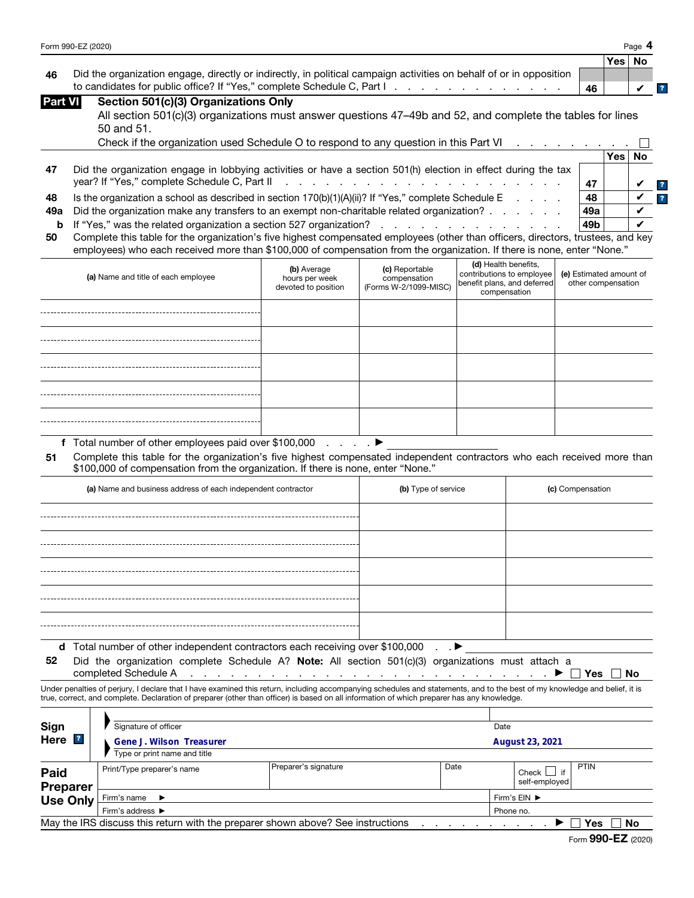| | | | Yes | No |
|---|---|---|---|---|
| 46 | Did the organization engage, directly or indirectly, in political campaign activities on behalf of or in opposition to candidates for public office? If "Yes," complete Schedule C, Part I | 46 | | ✔ |

## Part VI Section 501(c)(3) Organizations Only

All section 501(c)(3) organizations must answer questions 47–49b and 52, and complete the tables for lines 50 and 51.

Check if the organization used Schedule O to respond to any question in this Part VI ☐

| | | | Yes | No |
|---|---|---|---|---|
| 47 | Did the organization engage in lobbying activities or have a section 501(h) election in effect during the tax year? If "Yes," complete Schedule C, Part II | 47 | | ✔ |
| 48 | Is the organization a school as described in section 170(b)(1)(A)(ii)? If "Yes," complete Schedule E | 48 | | ✔ |
| 49a | Did the organization make any transfers to an exempt non-charitable related organization? | 49a | | ✔ |
| b | If "Yes," was the related organization a section 527 organization? | 49b | | ✔ |

**50** Complete this table for the organization's five highest compensated employees (other than officers, directors, trustees, and key employees) who each received more than $100,000 of compensation from the organization. If there is none, enter "None."

| (a) Name and title of each employee | (b) Average hours per week devoted to position | (c) Reportable compensation (Forms W-2/1099-MISC) | (d) Health benefits, contributions to employee benefit plans, and deferred compensation | (e) Estimated amount of other compensation |
|---|---|---|---|---|
| | | | | |
| | | | | |
| | | | | |
| | | | | |
| | | | | |

**f** Total number of other employees paid over $100,000 ▶

**51** Complete this table for the organization's five highest compensated independent contractors who each received more than $100,000 of compensation from the organization. If there is none, enter "None."

| (a) Name and business address of each independent contractor | (b) Type of service | (c) Compensation |
|---|---|---|
| | | |
| | | |
| | | |
| | | |
| | | |

**d** Total number of other independent contractors each receiving over $100,000 ▶

**52** Did the organization complete Schedule A? **Note:** All section 501(c)(3) organizations must attach a completed Schedule A ▶ ☐ Yes ☐ No

Under penalties of perjury, I declare that I have examined this return, including accompanying schedules and statements, and to the best of my knowledge and belief, it is true, correct, and complete. Declaration of preparer (other than officer) is based on all information of which preparer has any knowledge.

**Sign Here**

Signature of officer — Date

Gene J. Wilson Treasurer — August 23, 2021

Type or print name and title

**Paid Preparer Use Only**

| Print/Type preparer's name | Preparer's signature | Date | Check ☐ if self-employed | PTIN |
|---|---|---|---|---|
| | | | | |

Firm's name ▶ — Firm's EIN ▶

Firm's address ▶ — Phone no.

May the IRS discuss this return with the preparer shown above? See instructions ▶ ☐ Yes ☐ No

Form **990-EZ** (2020)